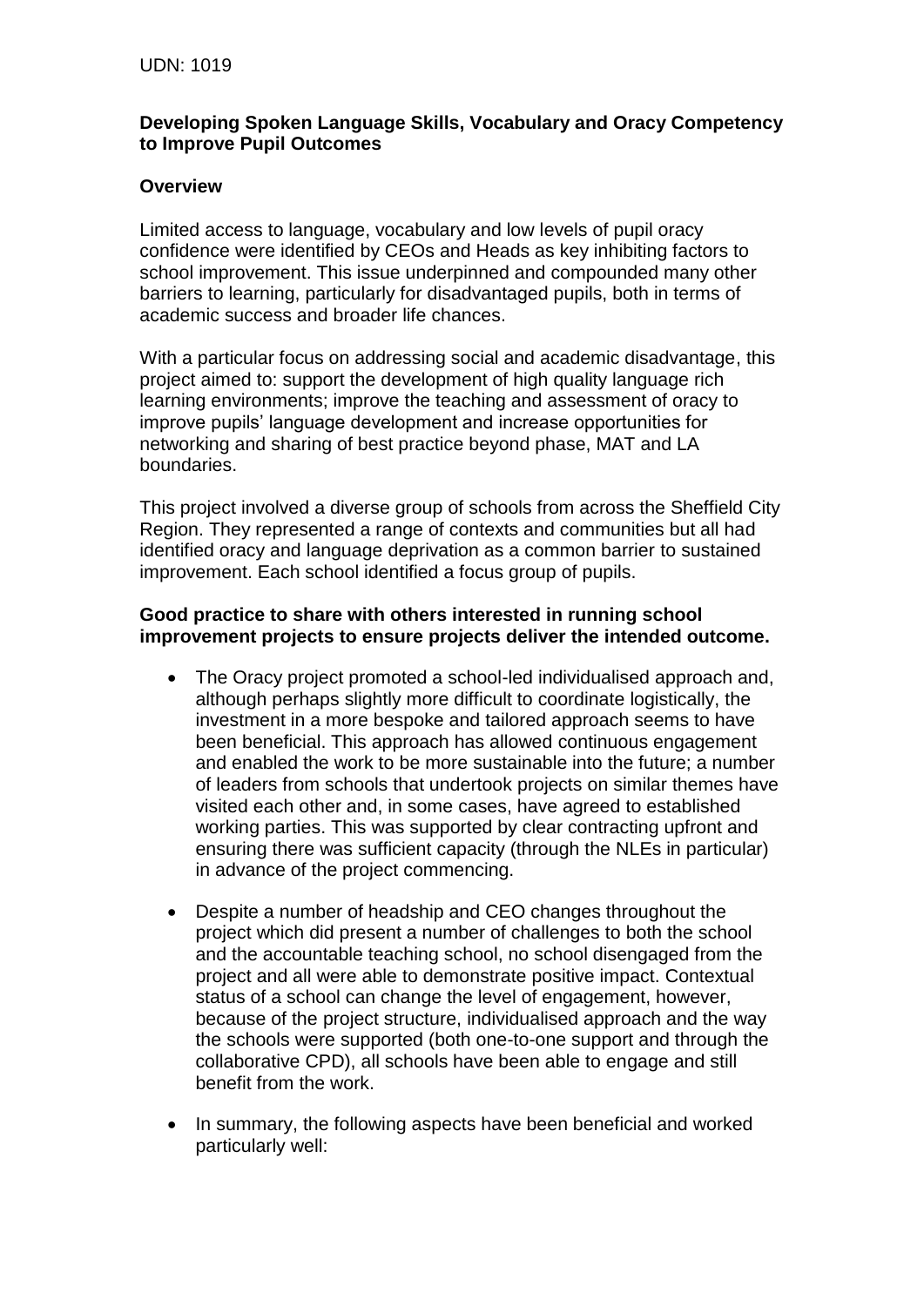UDN: 1019

**Developing Spoken Language Skills, Vocabulary and Oracy Competency to Improve Pupil Outcomes**

**Overview**

Limited access to language, vocabulary and low levels of pupil oracy confidence were identified by CEOs and Heads as key inhibiting factors to school improvement. This issue underpinned and compounded many other barriers to learning, particularly for disadvantaged pupils, both in terms of academic success and broader life chances.

With a particular focus on addressing social and academic disadvantage, this project aimed to: support the development of high quality language rich learning environments; improve the teaching and assessment of oracy to improve pupils' language development and increase opportunities for networking and sharing of best practice beyond phase, MAT and LA boundaries.

This project involved a diverse group of schools from across the Sheffield City Region. They represented a range of contexts and communities but all had identified oracy and language deprivation as a common barrier to sustained improvement. Each school identified a focus group of pupils.

**Good practice to share with others interested in running school improvement projects to ensure projects deliver the intended outcome.**

- The Oracy project promoted a school-led individualised approach and, although perhaps slightly more difficult to coordinate logistically, the investment in a more bespoke and tailored approach seems to have been beneficial. This approach has allowed continuous engagement and enabled the work to be more sustainable into the future; a number of leaders from schools that undertook projects on similar themes have visited each other and, in some cases, have agreed to established working parties. This was supported by clear contracting upfront and ensuring there was sufficient capacity (through the NLEs in particular) in advance of the project commencing.
- Despite a number of headship and CEO changes throughout the project which did present a number of challenges to both the school and the accountable teaching school, no school disengaged from the project and all were able to demonstrate positive impact. Contextual status of a school can change the level of engagement, however, because of the project structure, individualised approach and the way the schools were supported (both one-to-one support and through the collaborative CPD), all schools have been able to engage and still benefit from the work.
- In summary, the following aspects have been beneficial and worked particularly well: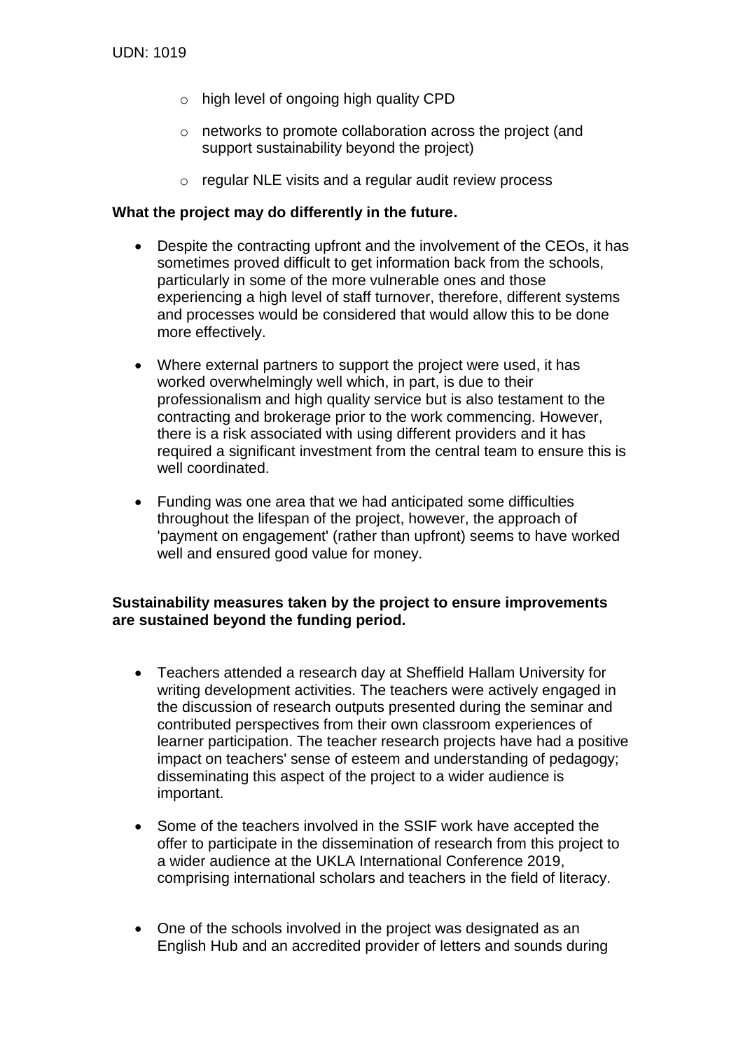- high level of ongoing high quality CPD
- networks to promote collaboration across the project (and support sustainability beyond the project)
- regular NLE visits and a regular audit review process

**What the project may do differently in the future.**

- Despite the contracting upfront and the involvement of the CEOs, it has sometimes proved difficult to get information back from the schools, particularly in some of the more vulnerable ones and those experiencing a high level of staff turnover, therefore, different systems and processes would be considered that would allow this to be done more effectively.
- Where external partners to support the project were used, it has worked overwhelmingly well which, in part, is due to their professionalism and high quality service but is also testament to the contracting and brokerage prior to the work commencing. However, there is a risk associated with using different providers and it has required a significant investment from the central team to ensure this is well coordinated.
- Funding was one area that we had anticipated some difficulties throughout the lifespan of the project, however, the approach of 'payment on engagement' (rather than upfront) seems to have worked well and ensured good value for money.

**Sustainability measures taken by the project to ensure improvements are sustained beyond the funding period.**

- Teachers attended a research day at Sheffield Hallam University for writing development activities. The teachers were actively engaged in the discussion of research outputs presented during the seminar and contributed perspectives from their own classroom experiences of learner participation. The teacher research projects have had a positive impact on teachers' sense of esteem and understanding of pedagogy; disseminating this aspect of the project to a wider audience is important.
- Some of the teachers involved in the SSIF work have accepted the offer to participate in the dissemination of research from this project to a wider audience at the UKLA International Conference 2019, comprising international scholars and teachers in the field of literacy.
- One of the schools involved in the project was designated as an English Hub and an accredited provider of letters and sounds during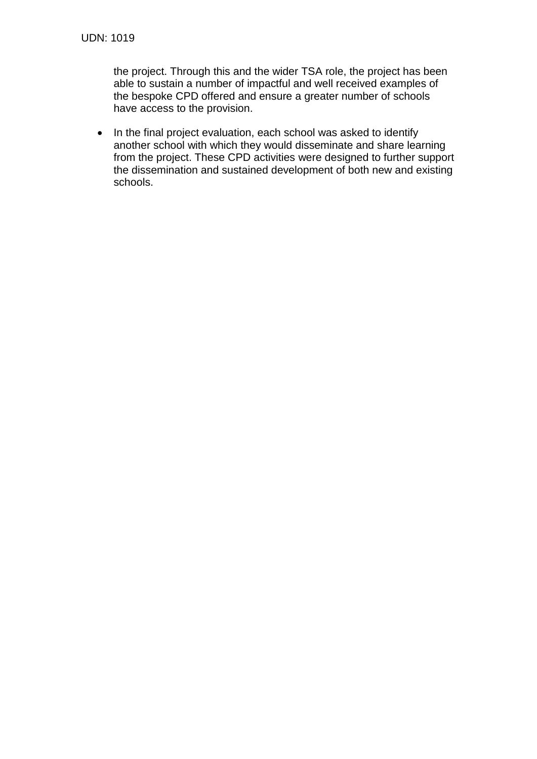the project. Through this and the wider TSA role, the project has been able to sustain a number of impactful and well received examples of the bespoke CPD offered and ensure a greater number of schools have access to the provision.

- In the final project evaluation, each school was asked to identify another school with which they would disseminate and share learning from the project. These CPD activities were designed to further support the dissemination and sustained development of both new and existing schools.